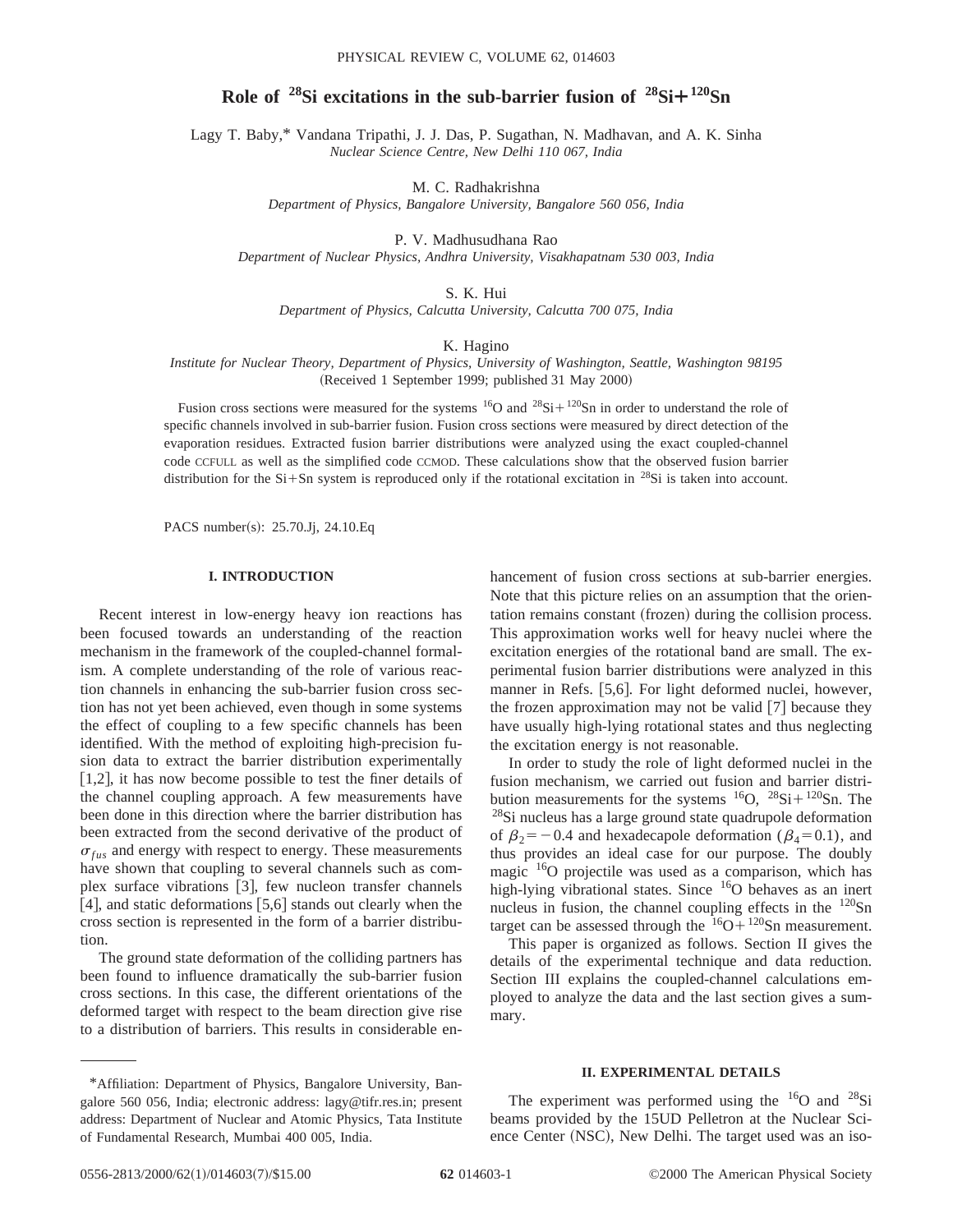# Role of $^{28}$Si excitations in the sub-barrier fusion of $^{28}$Si+$^{120}$Sn

Lagy T. Baby,* Vandana Tripathi, J. J. Das, P. Sugathan, N. Madhavan, and A. K. Sinha
*Nuclear Science Centre, New Delhi 110 067, India*

M. C. Radhakrishna
*Department of Physics, Bangalore University, Bangalore 560 056, India*

P. V. Madhusudhana Rao
*Department of Nuclear Physics, Andhra University, Visakhapatnam 530 003, India*

S. K. Hui
*Department of Physics, Calcutta University, Calcutta 700 075, India*

K. Hagino
*Institute for Nuclear Theory, Department of Physics, University of Washington, Seattle, Washington 98195*
(Received 1 September 1999; published 31 May 2000)

Fusion cross sections were measured for the systems $^{16}$O and $^{28}$Si+$^{120}$Sn in order to understand the role of specific channels involved in sub-barrier fusion. Fusion cross sections were measured by direct detection of the evaporation residues. Extracted fusion barrier distributions were analyzed using the exact coupled-channel code CCFULL as well as the simplified code CCMOD. These calculations show that the observed fusion barrier distribution for the Si+Sn system is reproduced only if the rotational excitation in $^{28}$Si is taken into account.

PACS number(s): 25.70.Jj, 24.10.Eq

## I. INTRODUCTION

Recent interest in low-energy heavy ion reactions has been focused towards an understanding of the reaction mechanism in the framework of the coupled-channel formalism. A complete understanding of the role of various reaction channels in enhancing the sub-barrier fusion cross section has not yet been achieved, even though in some systems the effect of coupling to a few specific channels has been identified. With the method of exploiting high-precision fusion data to extract the barrier distribution experimentally [1,2], it has now become possible to test the finer details of the channel coupling approach. A few measurements have been done in this direction where the barrier distribution has been extracted from the second derivative of the product of $\sigma_{fus}$ and energy with respect to energy. These measurements have shown that coupling to several channels such as complex surface vibrations [3], few nucleon transfer channels [4], and static deformations [5,6] stands out clearly when the cross section is represented in the form of a barrier distribution.

The ground state deformation of the colliding partners has been found to influence dramatically the sub-barrier fusion cross sections. In this case, the different orientations of the deformed target with respect to the beam direction give rise to a distribution of barriers. This results in considerable enhancement of fusion cross sections at sub-barrier energies. Note that this picture relies on an assumption that the orientation remains constant (frozen) during the collision process. This approximation works well for heavy nuclei where the excitation energies of the rotational band are small. The experimental fusion barrier distributions were analyzed in this manner in Refs. [5,6]. For light deformed nuclei, however, the frozen approximation may not be valid [7] because they have usually high-lying rotational states and thus neglecting the excitation energy is not reasonable.

In order to study the role of light deformed nuclei in the fusion mechanism, we carried out fusion and barrier distribution measurements for the systems $^{16}$O, $^{28}$Si+$^{120}$Sn. The $^{28}$Si nucleus has a large ground state quadrupole deformation of $\beta_2 = -0.4$ and hexadecapole deformation ($\beta_4 = 0.1$), and thus provides an ideal case for our purpose. The doubly magic $^{16}$O projectile was used as a comparison, which has high-lying vibrational states. Since $^{16}$O behaves as an inert nucleus in fusion, the channel coupling effects in the $^{120}$Sn target can be assessed through the $^{16}$O+$^{120}$Sn measurement.

This paper is organized as follows. Section II gives the details of the experimental technique and data reduction. Section III explains the coupled-channel calculations employed to analyze the data and the last section gives a summary.

## II. EXPERIMENTAL DETAILS

The experiment was performed using the $^{16}$O and $^{28}$Si beams provided by the 15UD Pelletron at the Nuclear Science Center (NSC), New Delhi. The target used was an iso-

*Affiliation: Department of Physics, Bangalore University, Bangalore 560 056, India; electronic address: lagy@tifr.res.in; present address: Department of Nuclear and Atomic Physics, Tata Institute of Fundamental Research, Mumbai 400 005, India.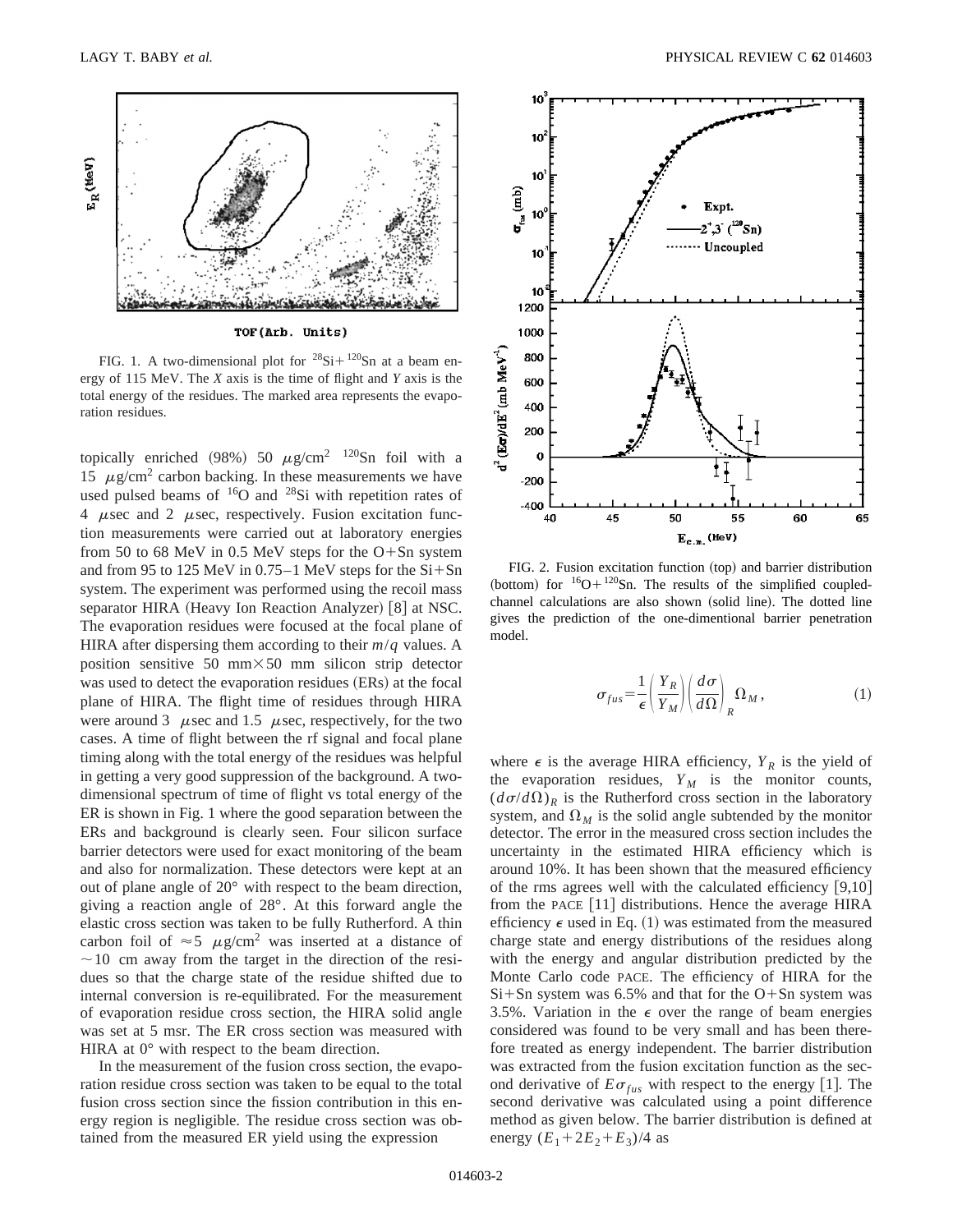FIG. 1. A two-dimensional plot for $^{28}$Si+$^{120}$Sn at a beam energy of 115 MeV. The *X* axis is the time of flight and *Y* axis is the total energy of the residues. The marked area represents the evaporation residues.

topically enriched (98%) 50 $\mu$g/cm$^2$ $^{120}$Sn foil with a 15 $\mu$g/cm$^2$ carbon backing. In these measurements we have used pulsed beams of $^{16}$O and $^{28}$Si with repetition rates of 4 $\mu$sec and 2 $\mu$sec, respectively. Fusion excitation function measurements were carried out at laboratory energies from 50 to 68 MeV in 0.5 MeV steps for the O+Sn system and from 95 to 125 MeV in 0.75–1 MeV steps for the Si+Sn system. The experiment was performed using the recoil mass separator HIRA (Heavy Ion Reaction Analyzer) [8] at NSC. The evaporation residues were focused at the focal plane of HIRA after dispersing them according to their $m/q$ values. A position sensitive 50 mm×50 mm silicon strip detector was used to detect the evaporation residues (ERs) at the focal plane of HIRA. The flight time of residues through HIRA were around 3 $\mu$sec and 1.5 $\mu$sec, respectively, for the two cases. A time of flight between the rf signal and focal plane timing along with the total energy of the residues was helpful in getting a very good suppression of the background. A two-dimensional spectrum of time of flight vs total energy of the ER is shown in Fig. 1 where the good separation between the ERs and background is clearly seen. Four silicon surface barrier detectors were used for exact monitoring of the beam and also for normalization. These detectors were kept at an out of plane angle of 20° with respect to the beam direction, giving a reaction angle of 28°. At this forward angle the elastic cross section was taken to be fully Rutherford. A thin carbon foil of ≈5 $\mu$g/cm$^2$ was inserted at a distance of ~10 cm away from the target in the direction of the residues so that the charge state of the residue shifted due to internal conversion is re-equilibrated. For the measurement of evaporation residue cross section, the HIRA solid angle was set at 5 msr. The ER cross section was measured with HIRA at 0° with respect to the beam direction.

In the measurement of the fusion cross section, the evaporation residue cross section was taken to be equal to the total fusion cross section since the fission contribution in this energy region is negligible. The residue cross section was obtained from the measured ER yield using the expression

FIG. 2. Fusion excitation function (top) and barrier distribution (bottom) for $^{16}$O+$^{120}$Sn. The results of the simplified coupled-channel calculations are also shown (solid line). The dotted line gives the prediction of the one-dimentional barrier penetration model.

$$\sigma_{fus}=\frac{1}{\epsilon}\left(\frac{Y_R}{Y_M}\right)\left(\frac{d\sigma}{d\Omega}\right)_R\Omega_M, \tag{1}$$

where $\epsilon$ is the average HIRA efficiency, $Y_R$ is the yield of the evaporation residues, $Y_M$ is the monitor counts, $(d\sigma/d\Omega)_R$ is the Rutherford cross section in the laboratory system, and $\Omega_M$ is the solid angle subtended by the monitor detector. The error in the measured cross section includes the uncertainty in the estimated HIRA efficiency which is around 10%. It has been shown that the measured efficiency of the rms agrees well with the calculated efficiency [9,10] from the PACE [11] distributions. Hence the average HIRA efficiency $\epsilon$ used in Eq. (1) was estimated from the measured charge state and energy distributions of the residues along with the energy and angular distribution predicted by the Monte Carlo code PACE. The efficiency of HIRA for the Si+Sn system was 6.5% and that for the O+Sn system was 3.5%. Variation in the $\epsilon$ over the range of beam energies considered was found to be very small and has been therefore treated as energy independent. The barrier distribution was extracted from the fusion excitation function as the second derivative of $E\sigma_{fus}$ with respect to the energy [1]. The second derivative was calculated using a point difference method as given below. The barrier distribution is defined at energy $(E_1+2E_2+E_3)/4$ as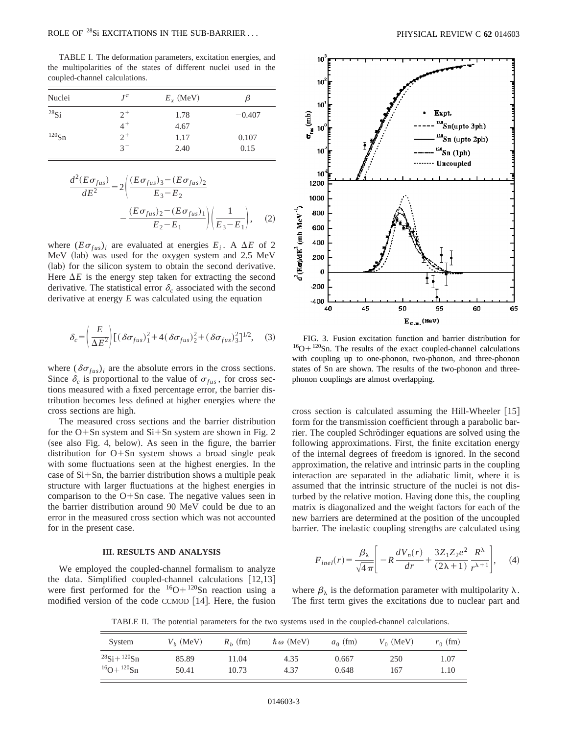TABLE I. The deformation parameters, excitation energies, and the multipolarities of the states of different nuclei used in the coupled-channel calculations.

| Nuclei | $J^\pi$ | $E_x$ (MeV) | $\beta$ |
|---|---|---|---|
| $^{28}$Si | $2^+$ | 1.78 | −0.407 |
| | $4^+$ | 4.67 | |
| $^{120}$Sn | $2^+$ | 1.17 | 0.107 |
| | $3^-$ | 2.40 | 0.15 |

$$\frac{d^2(E\sigma_{fus})}{dE^2}=2\left(\frac{(E\sigma_{fus})_3-(E\sigma_{fus})_2}{E_3-E_2}-\frac{(E\sigma_{fus})_2-(E\sigma_{fus})_1}{E_2-E_1}\right)\left(\frac{1}{E_3-E_1}\right), \quad (2)$$

where $(E\sigma_{fus})_i$ are evaluated at energies $E_i$. A $\Delta E$ of 2 MeV (lab) was used for the oxygen system and 2.5 MeV (lab) for the silicon system to obtain the second derivative. Here $\Delta E$ is the energy step taken for extracting the second derivative. The statistical error $\delta_c$ associated with the second derivative at energy $E$ was calculated using the equation

$$\delta_c=\left(\frac{E}{\Delta E^2}\right)[(\delta\sigma_{fus})_1^2+4(\delta\sigma_{fus})_2^2+(\delta\sigma_{fus})_3^2]^{1/2}, \quad (3)$$

where $(\delta\sigma_{fus})_i$ are the absolute errors in the cross sections. Since $\delta_c$ is proportional to the value of $\sigma_{fus}$, for cross sections measured with a fixed percentage error, the barrier distribution becomes less defined at higher energies where the cross sections are high.

The measured cross sections and the barrier distribution for the O+Sn system and Si+Sn system are shown in Fig. 2 (see also Fig. 4, below). As seen in the figure, the barrier distribution for O+Sn system shows a broad single peak with some fluctuations seen at the highest energies. In the case of Si+Sn, the barrier distribution shows a multiple peak structure with larger fluctuations at the highest energies in comparison to the O+Sn case. The negative values seen in the barrier distribution around 90 MeV could be due to an error in the measured cross section which was not accounted for in the present case.

### III. RESULTS AND ANALYSIS

We employed the coupled-channel formalism to analyze the data. Simplified coupled-channel calculations [12,13] were first performed for the $^{16}$O+$^{120}$Sn reaction using a modified version of the code CCMOD [14]. Here, the fusion cross section is calculated assuming the Hill-Wheeler [15] form for the transmission coefficient through a parabolic barrier. The coupled Schrödinger equations are solved using the following approximations. First, the finite excitation energy of the internal degrees of freedom is ignored. In the second approximation, the relative and intrinsic parts in the coupling interaction are separated in the adiabatic limit, where it is assumed that the intrinsic structure of the nuclei is not disturbed by the relative motion. Having done this, the coupling matrix is diagonalized and the weight factors for each of the new barriers are determined at the position of the uncoupled barrier. The inelastic coupling strengths are calculated using

$$F_{inel}(r)=\frac{\beta_\lambda}{\sqrt{4\pi}}\left[-R\frac{dV_n(r)}{dr}+\frac{3Z_1Z_2e^2}{(2\lambda+1)}\frac{R^\lambda}{r^{\lambda+1}}\right], \quad (4)$$

where $\beta_\lambda$ is the deformation parameter with multipolarity $\lambda$. The first term gives the excitations due to nuclear part and

FIG. 3. Fusion excitation function and barrier distribution for $^{16}$O+$^{120}$Sn. The results of the exact coupled-channel calculations with coupling up to one-phonon, two-phonon, and three-phonon states of Sn are shown. The results of the two-phonon and three-phonon couplings are almost overlapping.

TABLE II. The potential parameters for the two systems used in the coupled-channel calculations.

| System | $V_b$ (MeV) | $R_b$ (fm) | $\hbar\omega$ (MeV) | $a_0$ (fm) | $V_0$ (MeV) | $r_0$ (fm) |
|---|---|---|---|---|---|---|
| $^{28}$Si+$^{120}$Sn | 85.89 | 11.04 | 4.35 | 0.667 | 250 | 1.07 |
| $^{16}$O+$^{120}$Sn | 50.41 | 10.73 | 4.37 | 0.648 | 167 | 1.10 |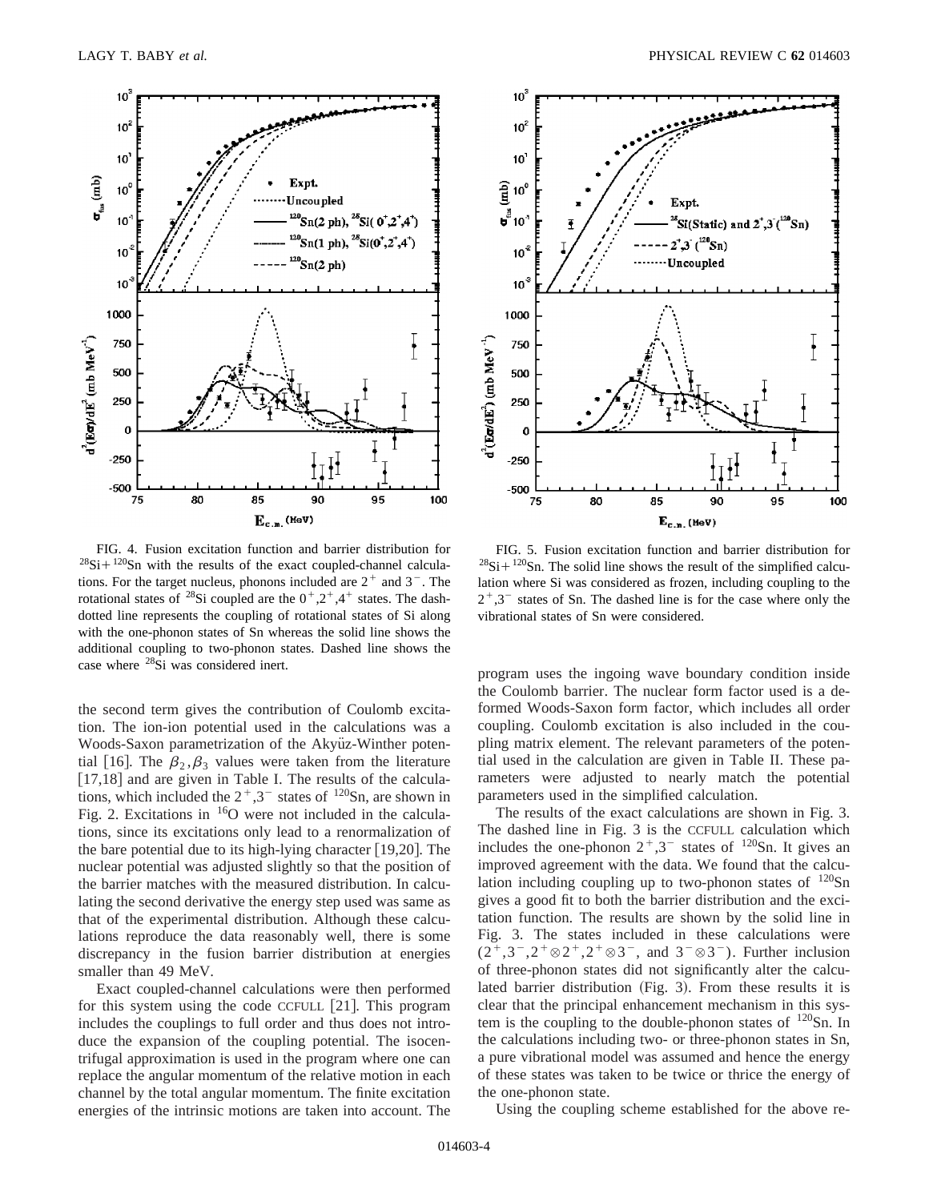FIG. 4. Fusion excitation function and barrier distribution for $^{28}$Si+$^{120}$Sn with the results of the exact coupled-channel calculations. For the target nucleus, phonons included are $2^+$ and $3^-$. The rotational states of $^{28}$Si coupled are the $0^+,2^+,4^+$ states. The dash-dotted line represents the coupling of rotational states of Si along with the one-phonon states of Sn whereas the solid line shows the additional coupling to two-phonon states. Dashed line shows the case where $^{28}$Si was considered inert.

FIG. 5. Fusion excitation function and barrier distribution for $^{28}$Si+$^{120}$Sn. The solid line shows the result of the simplified calculation where Si was considered as frozen, including coupling to the $2^+,3^-$ states of Sn. The dashed line is for the case where only the vibrational states of Sn were considered.

the second term gives the contribution of Coulomb excitation. The ion-ion potential used in the calculations was a Woods-Saxon parametrization of the Akyüz-Winther potential [16]. The $\beta_2,\beta_3$ values were taken from the literature [17,18] and are given in Table I. The results of the calculations, which included the $2^+,3^-$ states of $^{120}$Sn, are shown in Fig. 2. Excitations in $^{16}$O were not included in the calculations, since its excitations only lead to a renormalization of the bare potential due to its high-lying character [19,20]. The nuclear potential was adjusted slightly so that the position of the barrier matches with the measured distribution. In calculating the second derivative the energy step used was same as that of the experimental distribution. Although these calculations reproduce the data reasonably well, there is some discrepancy in the fusion barrier distribution at energies smaller than 49 MeV.

Exact coupled-channel calculations were then performed for this system using the code CCFULL [21]. This program includes the couplings to full order and thus does not introduce the expansion of the coupling potential. The isocentrifugal approximation is used in the program where one can replace the angular momentum of the relative motion in each channel by the total angular momentum. The finite excitation energies of the intrinsic motions are taken into account. The program uses the ingoing wave boundary condition inside the Coulomb barrier. The nuclear form factor used is a deformed Woods-Saxon form factor, which includes all order coupling. Coulomb excitation is also included in the coupling matrix element. The relevant parameters of the potential used in the calculation are given in Table II. These parameters were adjusted to nearly match the potential parameters used in the simplified calculation.

The results of the exact calculations are shown in Fig. 3. The dashed line in Fig. 3 is the CCFULL calculation which includes the one-phonon $2^+,3^-$ states of $^{120}$Sn. It gives an improved agreement with the data. We found that the calculation including coupling up to two-phonon states of $^{120}$Sn gives a good fit to both the barrier distribution and the excitation function. The results are shown by the solid line in Fig. 3. The states included in these calculations were $(2^+,3^-,2^+\otimes 2^+,2^+\otimes 3^-$, and $3^-\otimes 3^-)$. Further inclusion of three-phonon states did not significantly alter the calculated barrier distribution (Fig. 3). From these results it is clear that the principal enhancement mechanism in this system is the coupling to the double-phonon states of $^{120}$Sn. In the calculations including two- or three-phonon states in Sn, a pure vibrational model was assumed and hence the energy of these states was taken to be twice or thrice the energy of the one-phonon state.

Using the coupling scheme established for the above re-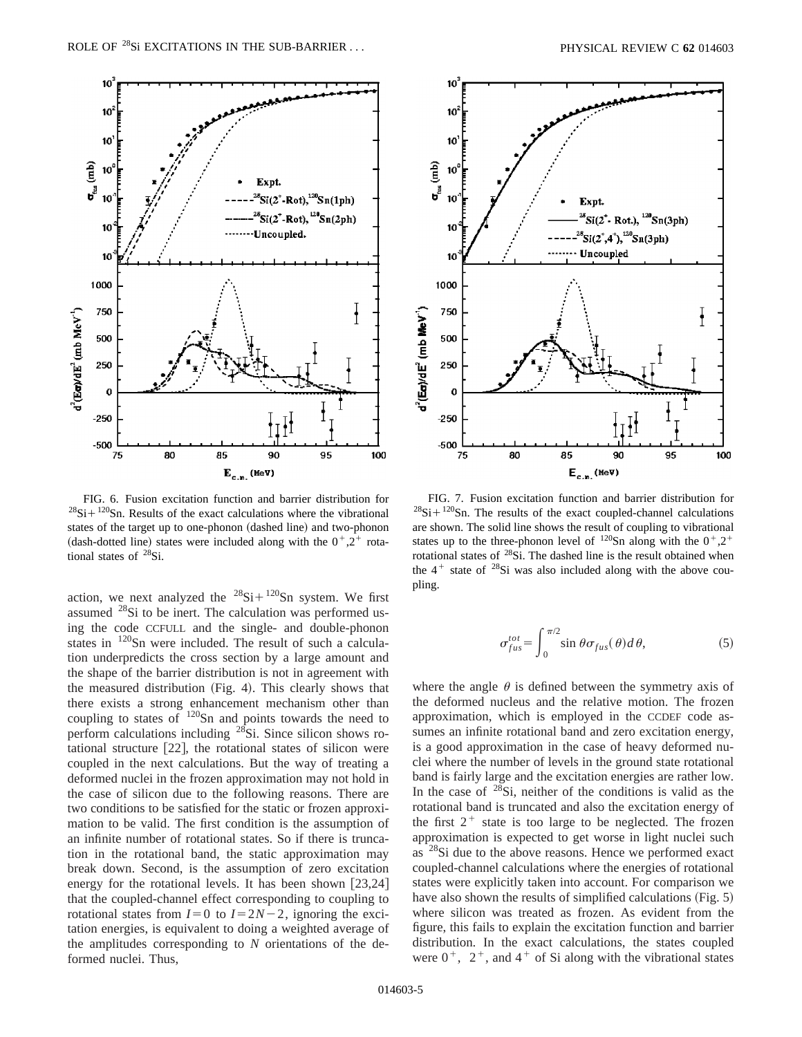FIG. 6. Fusion excitation function and barrier distribution for $^{28}$Si+$^{120}$Sn. Results of the exact calculations where the vibrational states of the target up to one-phonon (dashed line) and two-phonon (dash-dotted line) states were included along with the $0^+, 2^+$ rotational states of $^{28}$Si.

FIG. 7. Fusion excitation function and barrier distribution for $^{28}$Si+$^{120}$Sn. The results of the exact coupled-channel calculations are shown. The solid line shows the result of coupling to vibrational states up to the three-phonon level of $^{120}$Sn along with the $0^+, 2^+$ rotational states of $^{28}$Si. The dashed line is the result obtained when the $4^+$ state of $^{28}$Si was also included along with the above coupling.

action, we next analyzed the $^{28}$Si+$^{120}$Sn system. We first assumed $^{28}$Si to be inert. The calculation was performed using the code CCFULL and the single- and double-phonon states in $^{120}$Sn were included. The result of such a calculation underpredicts the cross section by a large amount and the shape of the barrier distribution is not in agreement with the measured distribution (Fig. 4). This clearly shows that there exists a strong enhancement mechanism other than coupling to states of $^{120}$Sn and points towards the need to perform calculations including $^{28}$Si. Since silicon shows rotational structure [22], the rotational states of silicon were coupled in the next calculations. But the way of treating a deformed nuclei in the frozen approximation may not hold in the case of silicon due to the following reasons. There are two conditions to be satisfied for the static or frozen approximation to be valid. The first condition is the assumption of an infinite number of rotational states. So if there is truncation in the rotational band, the static approximation may break down. Second, is the assumption of zero excitation energy for the rotational levels. It has been shown [23,24] that the coupled-channel effect corresponding to coupling to rotational states from $I=0$ to $I=2N-2$, ignoring the excitation energies, is equivalent to doing a weighted average of the amplitudes corresponding to $N$ orientations of the deformed nuclei. Thus,

$$\sigma_{fus}^{tot}=\int_0^{\pi/2}\sin\theta\,\sigma_{fus}(\theta)d\theta, \tag{5}$$

where the angle $\theta$ is defined between the symmetry axis of the deformed nucleus and the relative motion. The frozen approximation, which is employed in the CCDEF code assumes an infinite rotational band and zero excitation energy, is a good approximation in the case of heavy deformed nuclei where the number of levels in the ground state rotational band is fairly large and the excitation energies are rather low. In the case of $^{28}$Si, neither of the conditions is valid as the rotational band is truncated and also the excitation energy of the first $2^+$ state is too large to be neglected. The frozen approximation is expected to get worse in light nuclei such as $^{28}$Si due to the above reasons. Hence we performed exact coupled-channel calculations where the energies of rotational states were explicitly taken into account. For comparison we have also shown the results of simplified calculations (Fig. 5) where silicon was treated as frozen. As evident from the figure, this fails to explain the excitation function and barrier distribution. In the exact calculations, the states coupled were $0^+$, $2^+$, and $4^+$ of Si along with the vibrational states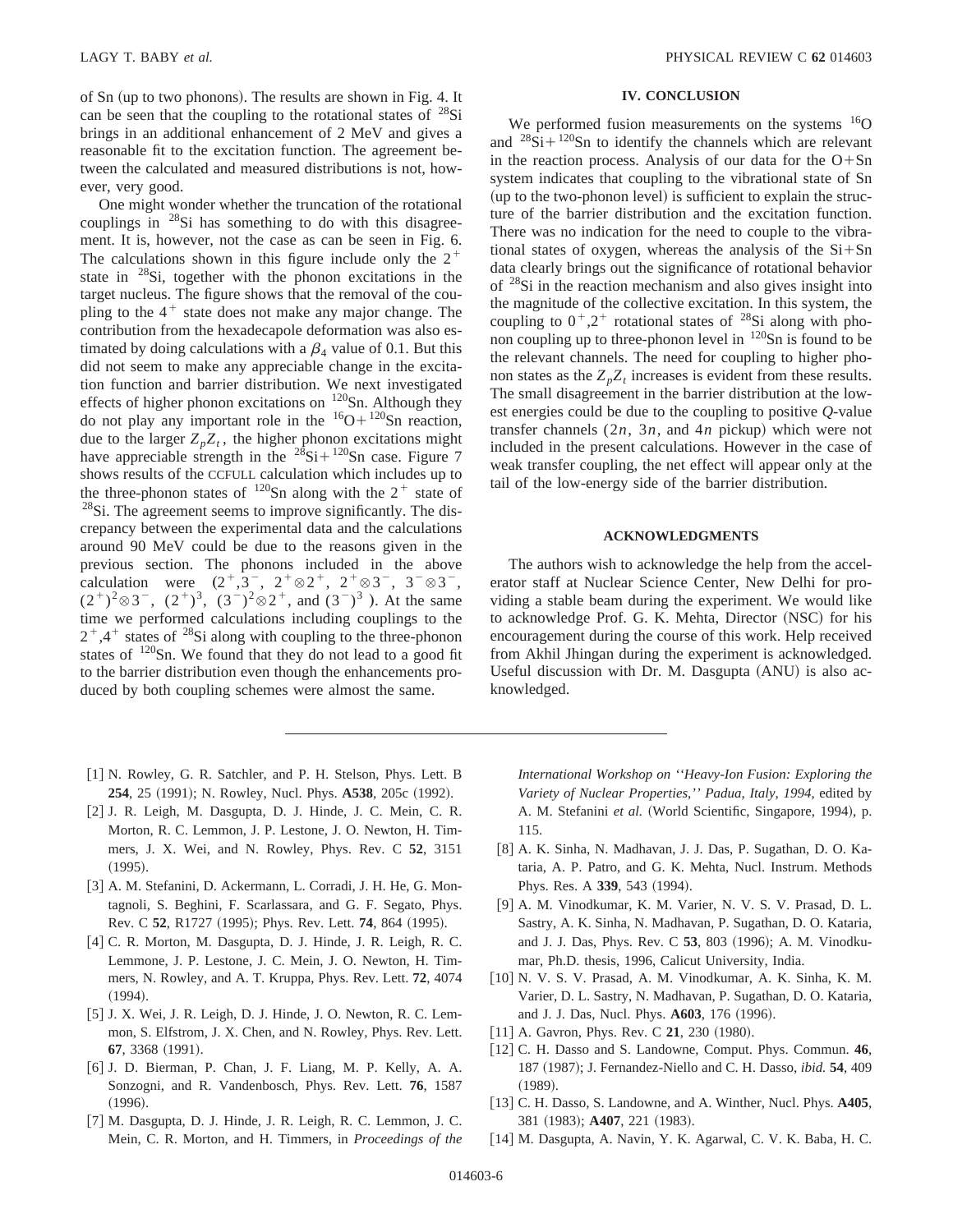of Sn (up to two phonons). The results are shown in Fig. 4. It can be seen that the coupling to the rotational states of $^{28}$Si brings in an additional enhancement of 2 MeV and gives a reasonable fit to the excitation function. The agreement between the calculated and measured distributions is not, however, very good.

One might wonder whether the truncation of the rotational couplings in $^{28}$Si has something to do with this disagreement. It is, however, not the case as can be seen in Fig. 6. The calculations shown in this figure include only the $2^+$ state in $^{28}$Si, together with the phonon excitations in the target nucleus. The figure shows that the removal of the coupling to the $4^+$ state does not make any major change. The contribution from the hexadecapole deformation was also estimated by doing calculations with a $\beta_4$ value of 0.1. But this did not seem to make any appreciable change in the excitation function and barrier distribution. We next investigated effects of higher phonon excitations on $^{120}$Sn. Although they do not play any important role in the $^{16}$O+$^{120}$Sn reaction, due to the larger $Z_pZ_t$, the higher phonon excitations might have appreciable strength in the $^{28}$Si+$^{120}$Sn case. Figure 7 shows results of the CCFULL calculation which includes up to the three-phonon states of $^{120}$Sn along with the $2^+$ state of $^{28}$Si. The agreement seems to improve significantly. The discrepancy between the experimental data and the calculations around 90 MeV could be due to the reasons given in the previous section. The phonons included in the above calculation were ($2^+,3^-$, $2^+\otimes 2^+$, $2^+\otimes 3^-$, $3^-\otimes 3^-$, $(2^+)^2\otimes 3^-$, $(2^+)^3$, $(3^-)^2\otimes 2^+$, and $(3^-)^3$ ). At the same time we performed calculations including couplings to the $2^+,4^+$ states of $^{28}$Si along with coupling to the three-phonon states of $^{120}$Sn. We found that they do not lead to a good fit to the barrier distribution even though the enhancements produced by both coupling schemes were almost the same.

## IV. CONCLUSION

We performed fusion measurements on the systems $^{16}$O and $^{28}$Si+$^{120}$Sn to identify the channels which are relevant in the reaction process. Analysis of our data for the O+Sn system indicates that coupling to the vibrational state of Sn (up to the two-phonon level) is sufficient to explain the structure of the barrier distribution and the excitation function. There was no indication for the need to couple to the vibrational states of oxygen, whereas the analysis of the Si+Sn data clearly brings out the significance of rotational behavior of $^{28}$Si in the reaction mechanism and also gives insight into the magnitude of the collective excitation. In this system, the coupling to $0^+,2^+$ rotational states of $^{28}$Si along with phonon coupling up to three-phonon level in $^{120}$Sn is found to be the relevant channels. The need for coupling to higher phonon states as the $Z_pZ_t$ increases is evident from these results. The small disagreement in the barrier distribution at the lowest energies could be due to the coupling to positive $Q$-value transfer channels ($2n$, $3n$, and $4n$ pickup) which were not included in the present calculations. However in the case of weak transfer coupling, the net effect will appear only at the tail of the low-energy side of the barrier distribution.

## ACKNOWLEDGMENTS

The authors wish to acknowledge the help from the accelerator staff at Nuclear Science Center, New Delhi for providing a stable beam during the experiment. We would like to acknowledge Prof. G. K. Mehta, Director (NSC) for his encouragement during the course of this work. Help received from Akhil Jhingan during the experiment is acknowledged. Useful discussion with Dr. M. Dasgupta (ANU) is also acknowledged.

---

[1] N. Rowley, G. R. Satchler, and P. H. Stelson, Phys. Lett. B **254**, 25 (1991); N. Rowley, Nucl. Phys. **A538**, 205c (1992).

[2] J. R. Leigh, M. Dasgupta, D. J. Hinde, J. C. Mein, C. R. Morton, R. C. Lemmon, J. P. Lestone, J. O. Newton, H. Timmers, J. X. Wei, and N. Rowley, Phys. Rev. C **52**, 3151 (1995).

[3] A. M. Stefanini, D. Ackermann, L. Corradi, J. H. He, G. Montagnoli, S. Beghini, F. Scarlassara, and G. F. Segato, Phys. Rev. C **52**, R1727 (1995); Phys. Rev. Lett. **74**, 864 (1995).

[4] C. R. Morton, M. Dasgupta, D. J. Hinde, J. R. Leigh, R. C. Lemmone, J. P. Lestone, J. C. Mein, J. O. Newton, H. Timmers, N. Rowley, and A. T. Kruppa, Phys. Rev. Lett. **72**, 4074 (1994).

[5] J. X. Wei, J. R. Leigh, D. J. Hinde, J. O. Newton, R. C. Lemmon, S. Elfstrom, J. X. Chen, and N. Rowley, Phys. Rev. Lett. **67**, 3368 (1991).

[6] J. D. Bierman, P. Chan, J. F. Liang, M. P. Kelly, A. A. Sonzogni, and R. Vandenbosch, Phys. Rev. Lett. **76**, 1587 (1996).

[7] M. Dasgupta, D. J. Hinde, J. R. Leigh, R. C. Lemmon, J. C. Mein, C. R. Morton, and H. Timmers, in *Proceedings of the International Workshop on ''Heavy-Ion Fusion: Exploring the Variety of Nuclear Properties,'' Padua, Italy, 1994*, edited by A. M. Stefanini *et al.* (World Scientific, Singapore, 1994), p. 115.

[8] A. K. Sinha, N. Madhavan, J. J. Das, P. Sugathan, D. O. Kataria, A. P. Patro, and G. K. Mehta, Nucl. Instrum. Methods Phys. Res. A **339**, 543 (1994).

[9] A. M. Vinodkumar, K. M. Varier, N. V. S. V. Prasad, D. L. Sastry, A. K. Sinha, N. Madhavan, P. Sugathan, D. O. Kataria, and J. J. Das, Phys. Rev. C **53**, 803 (1996); A. M. Vinodkumar, Ph.D. thesis, 1996, Calicut University, India.

[10] N. V. S. V. Prasad, A. M. Vinodkumar, A. K. Sinha, K. M. Varier, D. L. Sastry, N. Madhavan, P. Sugathan, D. O. Kataria, and J. J. Das, Nucl. Phys. **A603**, 176 (1996).

[11] A. Gavron, Phys. Rev. C **21**, 230 (1980).

[12] C. H. Dasso and S. Landowne, Comput. Phys. Commun. **46**, 187 (1987); J. Fernandez-Niello and C. H. Dasso, *ibid.* **54**, 409 (1989).

[13] C. H. Dasso, S. Landowne, and A. Winther, Nucl. Phys. **A405**, 381 (1983); **A407**, 221 (1983).

[14] M. Dasgupta, A. Navin, Y. K. Agarwal, C. V. K. Baba, H. C.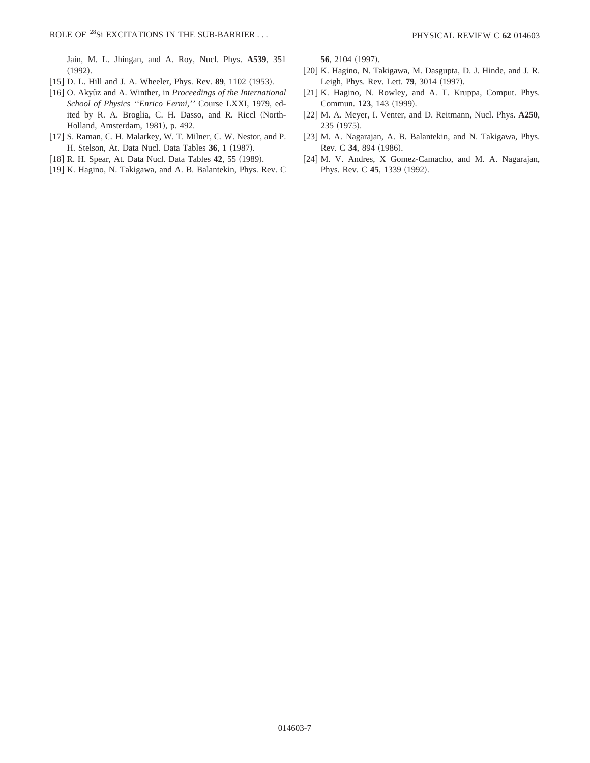Jain, M. L. Jhingan, and A. Roy, Nucl. Phys. **A539**, 351 (1992).

[15] D. L. Hill and J. A. Wheeler, Phys. Rev. **89**, 1102 (1953).

[16] O. Akyüz and A. Winther, in *Proceedings of the International School of Physics ''Enrico Fermi,''* Course LXXI, 1979, edited by R. A. Broglia, C. H. Dasso, and R. Riccl (North-Holland, Amsterdam, 1981), p. 492.

[17] S. Raman, C. H. Malarkey, W. T. Milner, C. W. Nestor, and P. H. Stelson, At. Data Nucl. Data Tables **36**, 1 (1987).

[18] R. H. Spear, At. Data Nucl. Data Tables **42**, 55 (1989).

[19] K. Hagino, N. Takigawa, and A. B. Balantekin, Phys. Rev. C **56**, 2104 (1997).

[20] K. Hagino, N. Takigawa, M. Dasgupta, D. J. Hinde, and J. R. Leigh, Phys. Rev. Lett. **79**, 3014 (1997).

[21] K. Hagino, N. Rowley, and A. T. Kruppa, Comput. Phys. Commun. **123**, 143 (1999).

[22] M. A. Meyer, I. Venter, and D. Reitmann, Nucl. Phys. **A250**, 235 (1975).

[23] M. A. Nagarajan, A. B. Balantekin, and N. Takigawa, Phys. Rev. C **34**, 894 (1986).

[24] M. V. Andres, X Gomez-Camacho, and M. A. Nagarajan, Phys. Rev. C **45**, 1339 (1992).